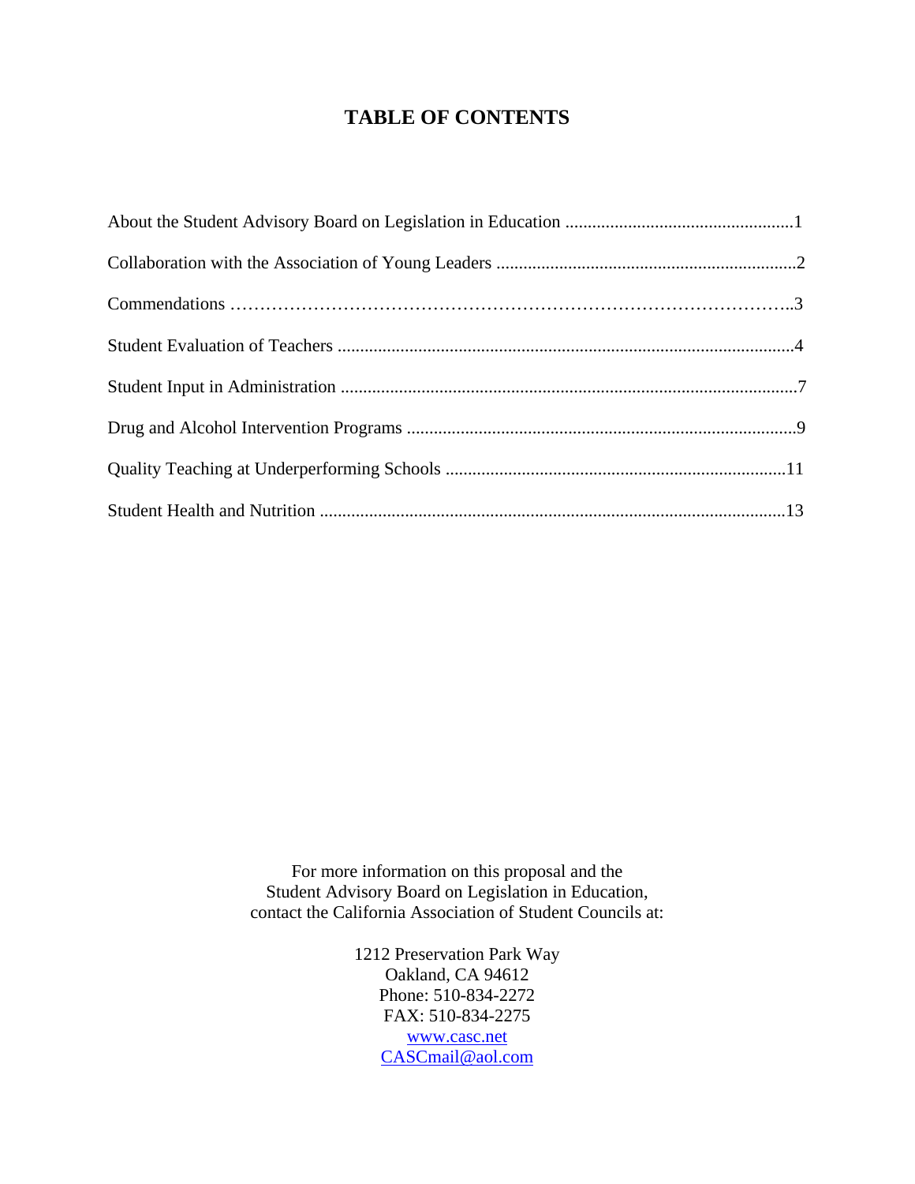# TABLE OF CONTENTS

About the Student Advisory Board on Legislation in Education ....................................................1

Collaboration with the Association of Young Leaders ....................................................................2

Commendations ……………………………………………………………………………..3

Student Evaluation of Teachers ......................................................................................................4

Student Input in Administration ......................................................................................................7

Drug and Alcohol Intervention Programs .......................................................................................9

Quality Teaching at Underperforming Schools ............................................................................11

Student Health and Nutrition ........................................................................................................13

For more information on this proposal and the
Student Advisory Board on Legislation in Education,
contact the California Association of Student Councils at:

1212 Preservation Park Way
Oakland, CA 94612
Phone: 510-834-2272
FAX: 510-834-2275
www.casc.net
CASCmail@aol.com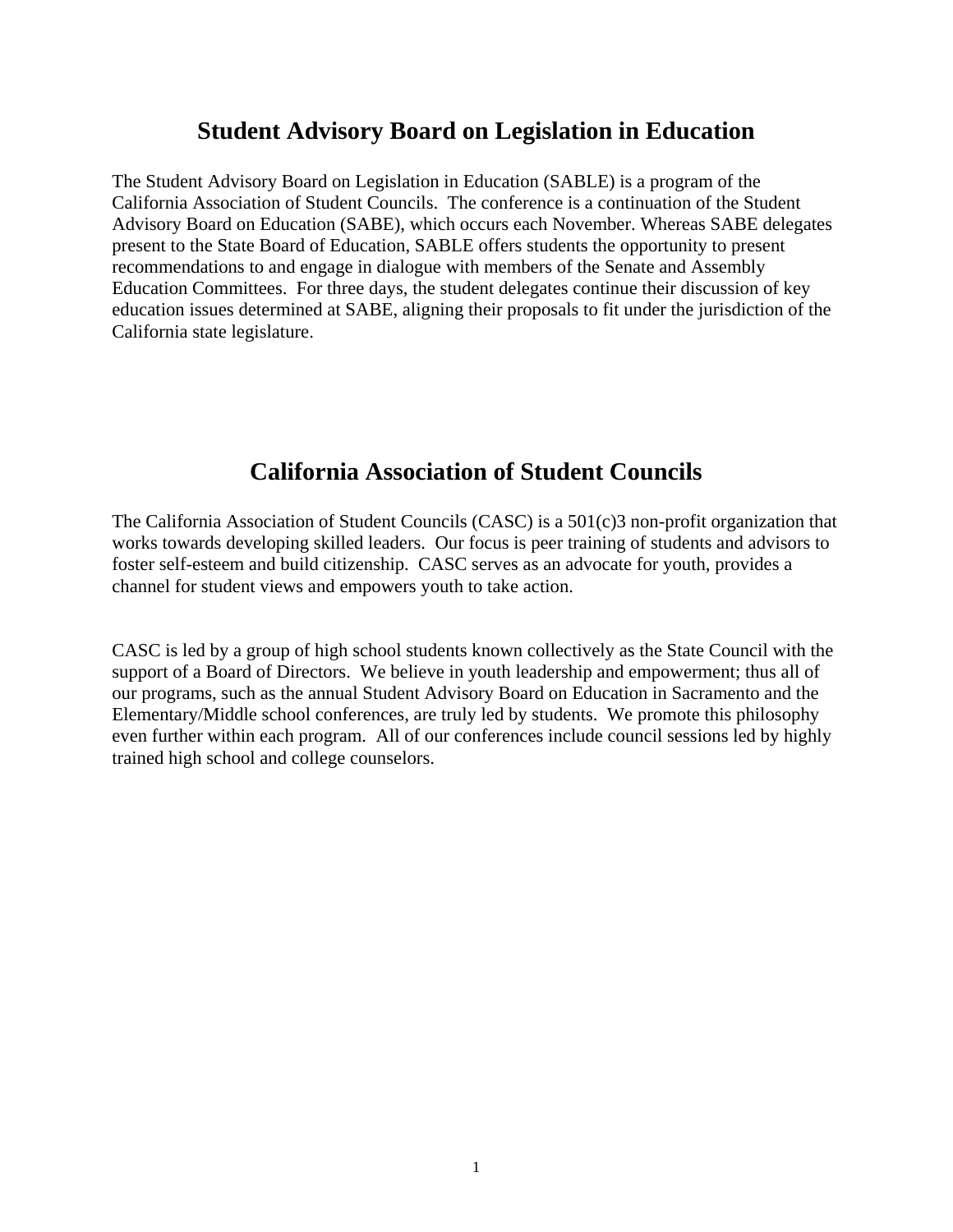# Student Advisory Board on Legislation in Education

The Student Advisory Board on Legislation in Education (SABLE) is a program of the California Association of Student Councils. The conference is a continuation of the Student Advisory Board on Education (SABE), which occurs each November. Whereas SABE delegates present to the State Board of Education, SABLE offers students the opportunity to present recommendations to and engage in dialogue with members of the Senate and Assembly Education Committees. For three days, the student delegates continue their discussion of key education issues determined at SABE, aligning their proposals to fit under the jurisdiction of the California state legislature.

# California Association of Student Councils

The California Association of Student Councils (CASC) is a 501(c)3 non-profit organization that works towards developing skilled leaders. Our focus is peer training of students and advisors to foster self-esteem and build citizenship. CASC serves as an advocate for youth, provides a channel for student views and empowers youth to take action.

CASC is led by a group of high school students known collectively as the State Council with the support of a Board of Directors. We believe in youth leadership and empowerment; thus all of our programs, such as the annual Student Advisory Board on Education in Sacramento and the Elementary/Middle school conferences, are truly led by students. We promote this philosophy even further within each program. All of our conferences include council sessions led by highly trained high school and college counselors.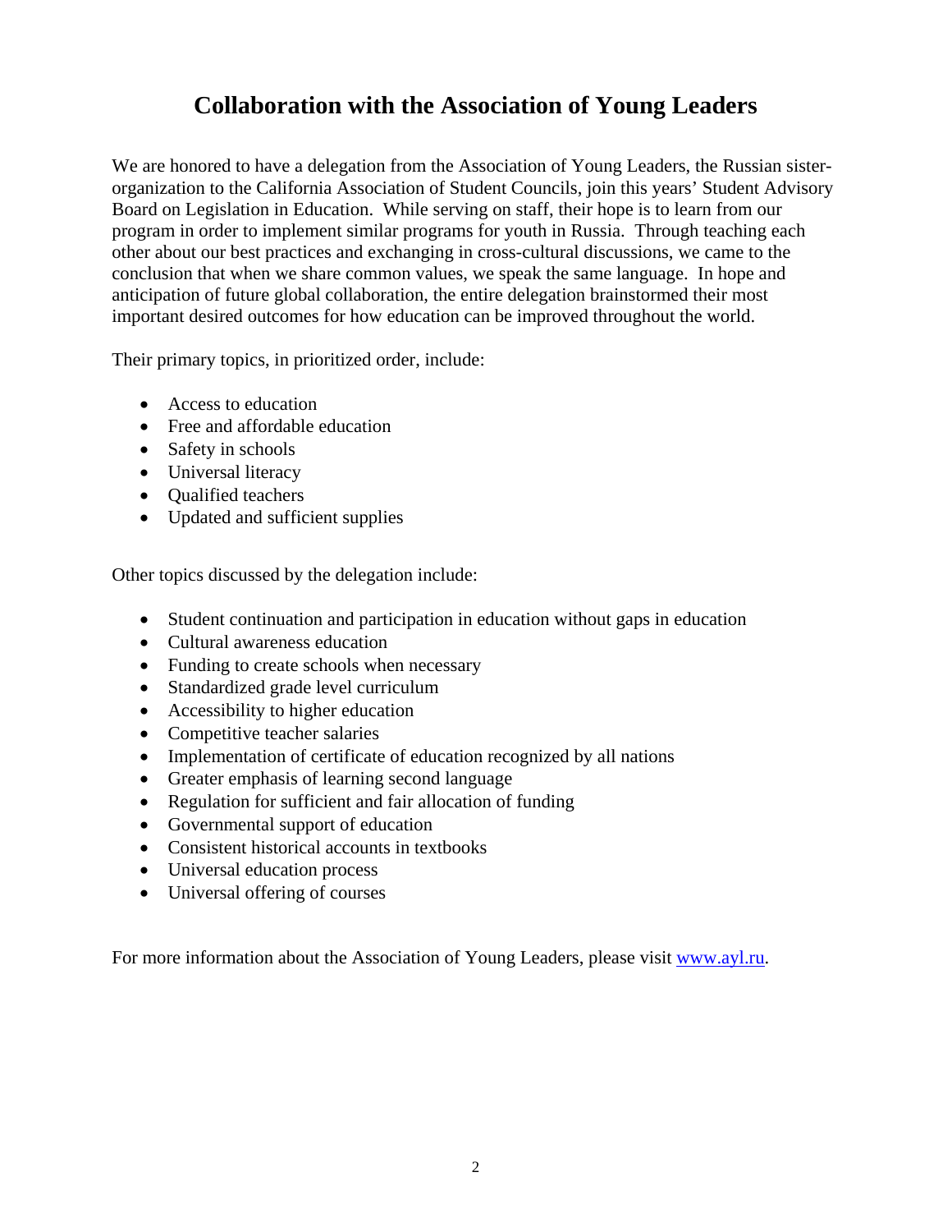# Collaboration with the Association of Young Leaders

We are honored to have a delegation from the Association of Young Leaders, the Russian sister-organization to the California Association of Student Councils, join this years' Student Advisory Board on Legislation in Education. While serving on staff, their hope is to learn from our program in order to implement similar programs for youth in Russia. Through teaching each other about our best practices and exchanging in cross-cultural discussions, we came to the conclusion that when we share common values, we speak the same language. In hope and anticipation of future global collaboration, the entire delegation brainstormed their most important desired outcomes for how education can be improved throughout the world.

Their primary topics, in prioritized order, include:

- Access to education
- Free and affordable education
- Safety in schools
- Universal literacy
- Qualified teachers
- Updated and sufficient supplies

Other topics discussed by the delegation include:

- Student continuation and participation in education without gaps in education
- Cultural awareness education
- Funding to create schools when necessary
- Standardized grade level curriculum
- Accessibility to higher education
- Competitive teacher salaries
- Implementation of certificate of education recognized by all nations
- Greater emphasis of learning second language
- Regulation for sufficient and fair allocation of funding
- Governmental support of education
- Consistent historical accounts in textbooks
- Universal education process
- Universal offering of courses

For more information about the Association of Young Leaders, please visit [www.ayl.ru](http://www.ayl.ru).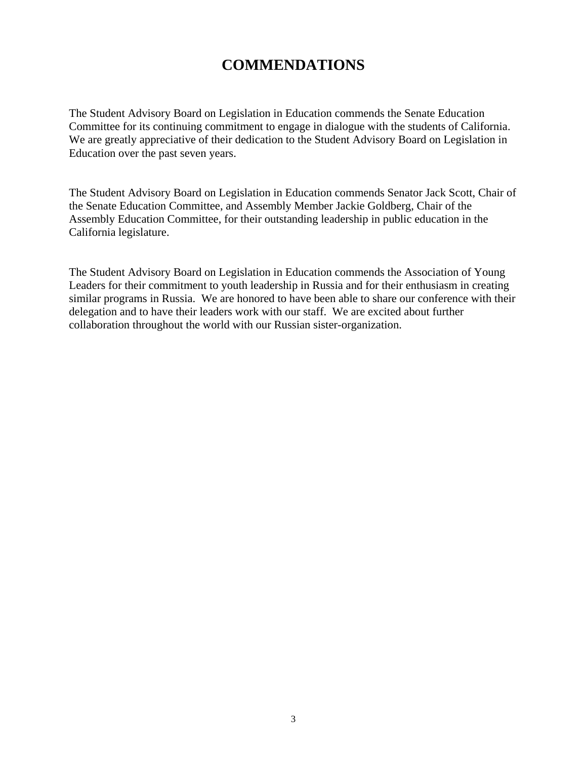# COMMENDATIONS

The Student Advisory Board on Legislation in Education commends the Senate Education Committee for its continuing commitment to engage in dialogue with the students of California. We are greatly appreciative of their dedication to the Student Advisory Board on Legislation in Education over the past seven years.

The Student Advisory Board on Legislation in Education commends Senator Jack Scott, Chair of the Senate Education Committee, and Assembly Member Jackie Goldberg, Chair of the Assembly Education Committee, for their outstanding leadership in public education in the California legislature.

The Student Advisory Board on Legislation in Education commends the Association of Young Leaders for their commitment to youth leadership in Russia and for their enthusiasm in creating similar programs in Russia. We are honored to have been able to share our conference with their delegation and to have their leaders work with our staff. We are excited about further collaboration throughout the world with our Russian sister-organization.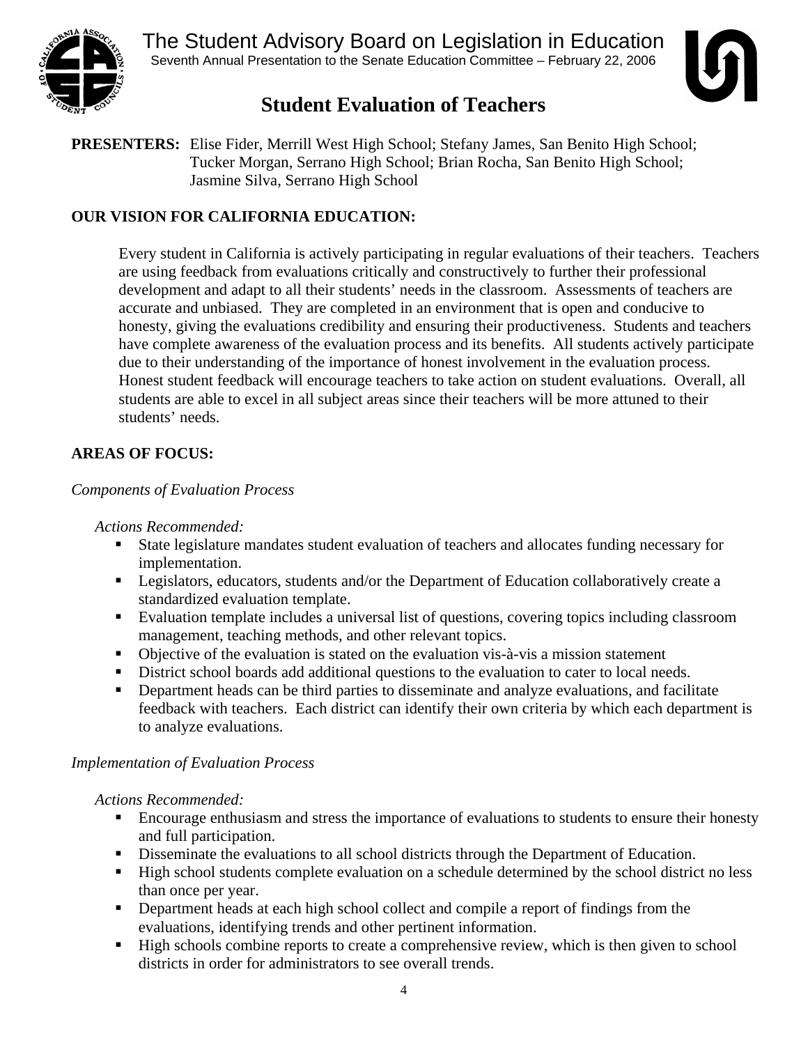# The Student Advisory Board on Legislation in Education

Seventh Annual Presentation to the Senate Education Committee – February 22, 2006

## Student Evaluation of Teachers

**PRESENTERS:** Elise Fider, Merrill West High School; Stefany James, San Benito High School; Tucker Morgan, Serrano High School; Brian Rocha, San Benito High School; Jasmine Silva, Serrano High School

**OUR VISION FOR CALIFORNIA EDUCATION:**

Every student in California is actively participating in regular evaluations of their teachers. Teachers are using feedback from evaluations critically and constructively to further their professional development and adapt to all their students' needs in the classroom. Assessments of teachers are accurate and unbiased. They are completed in an environment that is open and conducive to honesty, giving the evaluations credibility and ensuring their productiveness. Students and teachers have complete awareness of the evaluation process and its benefits. All students actively participate due to their understanding of the importance of honest involvement in the evaluation process. Honest student feedback will encourage teachers to take action on student evaluations. Overall, all students are able to excel in all subject areas since their teachers will be more attuned to their students' needs.

**AREAS OF FOCUS:**

*Components of Evaluation Process*

*Actions Recommended:*

- State legislature mandates student evaluation of teachers and allocates funding necessary for implementation.
- Legislators, educators, students and/or the Department of Education collaboratively create a standardized evaluation template.
- Evaluation template includes a universal list of questions, covering topics including classroom management, teaching methods, and other relevant topics.
- Objective of the evaluation is stated on the evaluation vis-à-vis a mission statement
- District school boards add additional questions to the evaluation to cater to local needs.
- Department heads can be third parties to disseminate and analyze evaluations, and facilitate feedback with teachers. Each district can identify their own criteria by which each department is to analyze evaluations.

*Implementation of Evaluation Process*

*Actions Recommended:*

- Encourage enthusiasm and stress the importance of evaluations to students to ensure their honesty and full participation.
- Disseminate the evaluations to all school districts through the Department of Education.
- High school students complete evaluation on a schedule determined by the school district no less than once per year.
- Department heads at each high school collect and compile a report of findings from the evaluations, identifying trends and other pertinent information.
- High schools combine reports to create a comprehensive review, which is then given to school districts in order for administrators to see overall trends.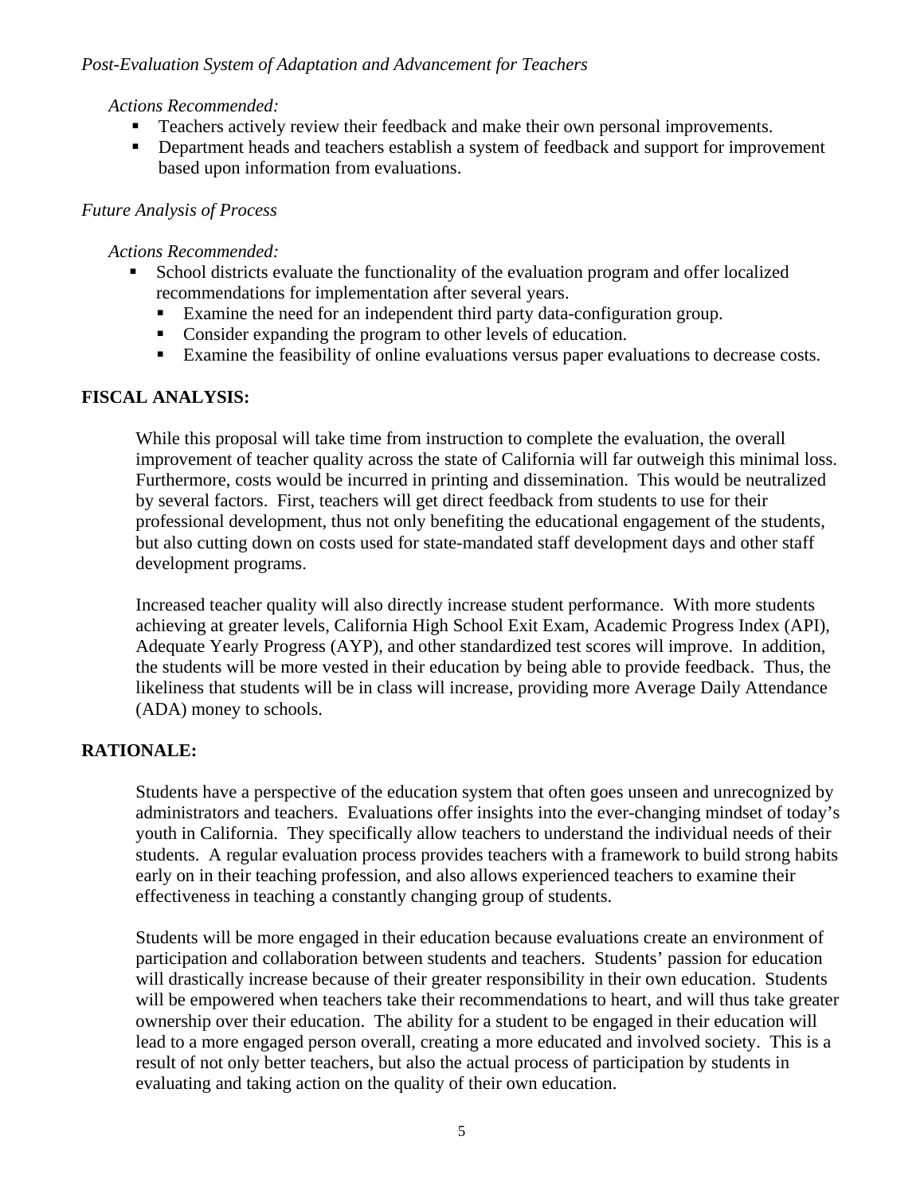*Post-Evaluation System of Adaptation and Advancement for Teachers*

*Actions Recommended:*

- Teachers actively review their feedback and make their own personal improvements.
- Department heads and teachers establish a system of feedback and support for improvement based upon information from evaluations.

*Future Analysis of Process*

*Actions Recommended:*

- School districts evaluate the functionality of the evaluation program and offer localized recommendations for implementation after several years.
  - Examine the need for an independent third party data-configuration group.
  - Consider expanding the program to other levels of education.
  - Examine the feasibility of online evaluations versus paper evaluations to decrease costs.

**FISCAL ANALYSIS:**

While this proposal will take time from instruction to complete the evaluation, the overall improvement of teacher quality across the state of California will far outweigh this minimal loss. Furthermore, costs would be incurred in printing and dissemination. This would be neutralized by several factors. First, teachers will get direct feedback from students to use for their professional development, thus not only benefiting the educational engagement of the students, but also cutting down on costs used for state-mandated staff development days and other staff development programs.

Increased teacher quality will also directly increase student performance. With more students achieving at greater levels, California High School Exit Exam, Academic Progress Index (API), Adequate Yearly Progress (AYP), and other standardized test scores will improve. In addition, the students will be more vested in their education by being able to provide feedback. Thus, the likeliness that students will be in class will increase, providing more Average Daily Attendance (ADA) money to schools.

**RATIONALE:**

Students have a perspective of the education system that often goes unseen and unrecognized by administrators and teachers. Evaluations offer insights into the ever-changing mindset of today's youth in California. They specifically allow teachers to understand the individual needs of their students. A regular evaluation process provides teachers with a framework to build strong habits early on in their teaching profession, and also allows experienced teachers to examine their effectiveness in teaching a constantly changing group of students.

Students will be more engaged in their education because evaluations create an environment of participation and collaboration between students and teachers. Students' passion for education will drastically increase because of their greater responsibility in their own education. Students will be empowered when teachers take their recommendations to heart, and will thus take greater ownership over their education. The ability for a student to be engaged in their education will lead to a more engaged person overall, creating a more educated and involved society. This is a result of not only better teachers, but also the actual process of participation by students in evaluating and taking action on the quality of their own education.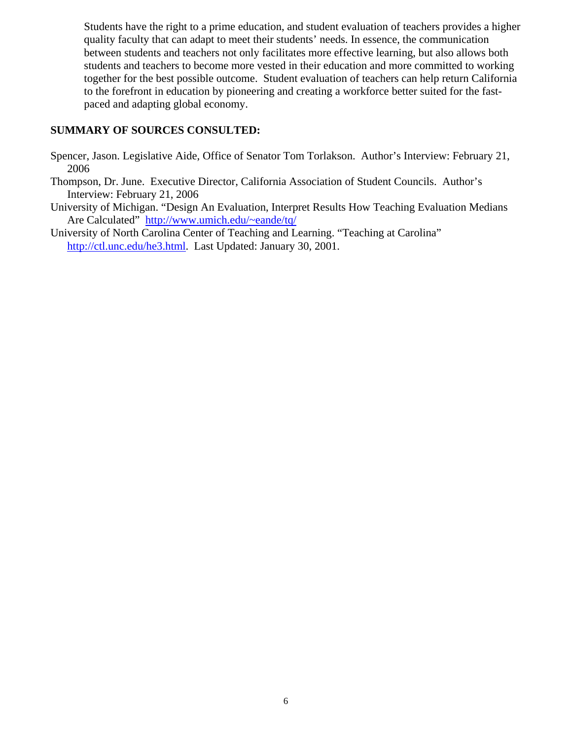Students have the right to a prime education, and student evaluation of teachers provides a higher quality faculty that can adapt to meet their students' needs. In essence, the communication between students and teachers not only facilitates more effective learning, but also allows both students and teachers to become more vested in their education and more committed to working together for the best possible outcome. Student evaluation of teachers can help return California to the forefront in education by pioneering and creating a workforce better suited for the fast-paced and adapting global economy.

**SUMMARY OF SOURCES CONSULTED:**

Spencer, Jason. Legislative Aide, Office of Senator Tom Torlakson. Author's Interview: February 21, 2006

Thompson, Dr. June. Executive Director, California Association of Student Councils. Author's Interview: February 21, 2006

University of Michigan. "Design An Evaluation, Interpret Results How Teaching Evaluation Medians Are Calculated" http://www.umich.edu/~eande/tq/

University of North Carolina Center of Teaching and Learning. "Teaching at Carolina" http://ctl.unc.edu/he3.html. Last Updated: January 30, 2001.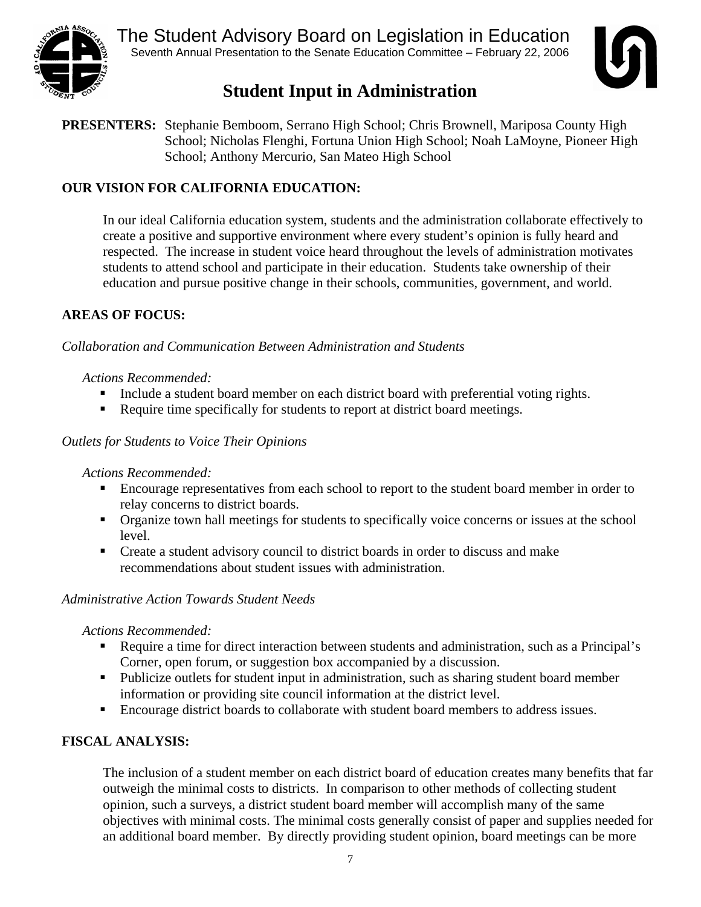The Student Advisory Board on Legislation in Education

Seventh Annual Presentation to the Senate Education Committee – February 22, 2006

# Student Input in Administration

**PRESENTERS:** Stephanie Bemboom, Serrano High School; Chris Brownell, Mariposa County High School; Nicholas Flenghi, Fortuna Union High School; Noah LaMoyne, Pioneer High School; Anthony Mercurio, San Mateo High School

## OUR VISION FOR CALIFORNIA EDUCATION:

In our ideal California education system, students and the administration collaborate effectively to create a positive and supportive environment where every student's opinion is fully heard and respected. The increase in student voice heard throughout the levels of administration motivates students to attend school and participate in their education. Students take ownership of their education and pursue positive change in their schools, communities, government, and world.

## AREAS OF FOCUS:

*Collaboration and Communication Between Administration and Students*

*Actions Recommended:*

- Include a student board member on each district board with preferential voting rights.
- Require time specifically for students to report at district board meetings.

*Outlets for Students to Voice Their Opinions*

*Actions Recommended:*

- Encourage representatives from each school to report to the student board member in order to relay concerns to district boards.
- Organize town hall meetings for students to specifically voice concerns or issues at the school level.
- Create a student advisory council to district boards in order to discuss and make recommendations about student issues with administration.

*Administrative Action Towards Student Needs*

*Actions Recommended:*

- Require a time for direct interaction between students and administration, such as a Principal's Corner, open forum, or suggestion box accompanied by a discussion.
- Publicize outlets for student input in administration, such as sharing student board member information or providing site council information at the district level.
- Encourage district boards to collaborate with student board members to address issues.

## FISCAL ANALYSIS:

The inclusion of a student member on each district board of education creates many benefits that far outweigh the minimal costs to districts. In comparison to other methods of collecting student opinion, such a surveys, a district student board member will accomplish many of the same objectives with minimal costs. The minimal costs generally consist of paper and supplies needed for an additional board member. By directly providing student opinion, board meetings can be more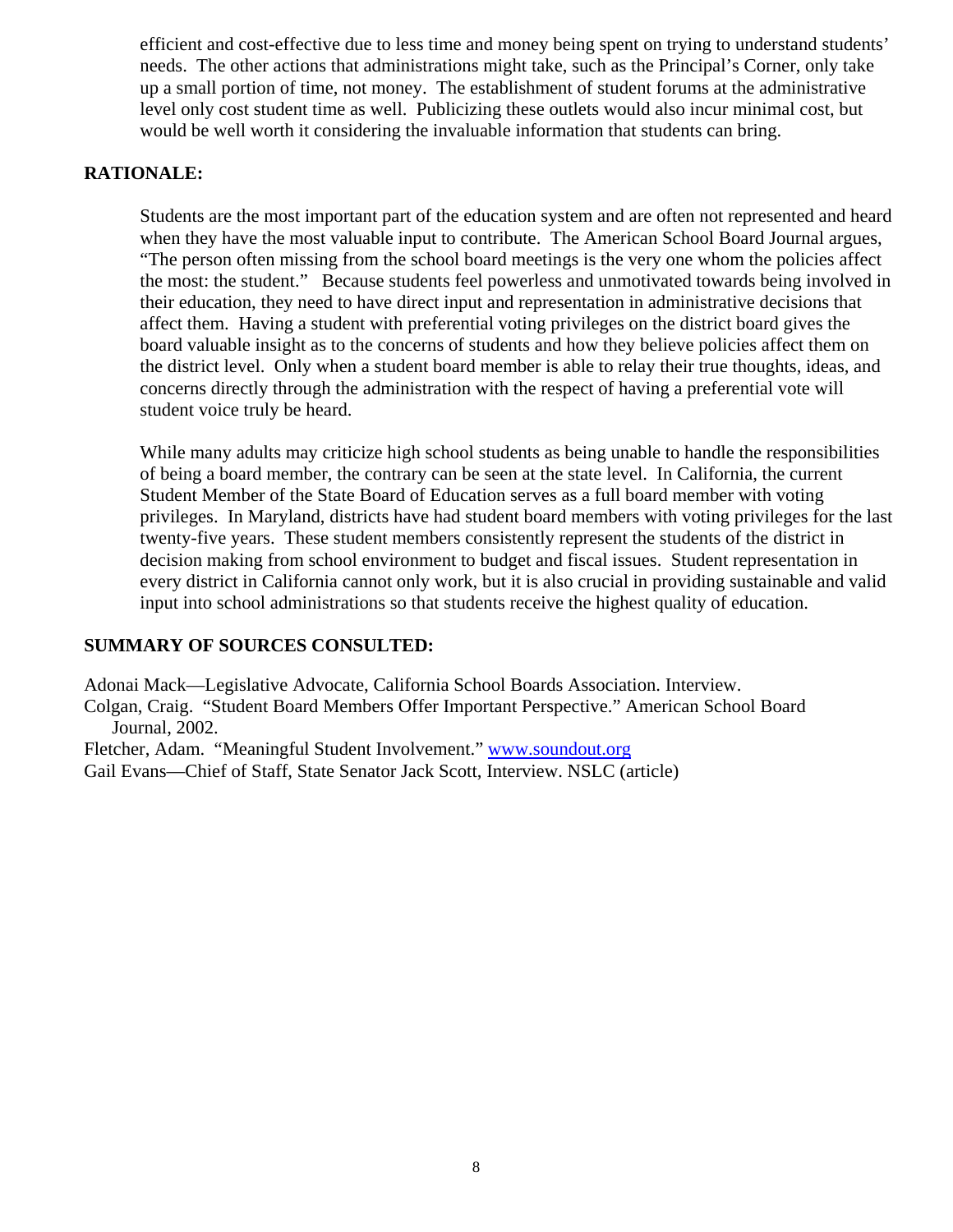efficient and cost-effective due to less time and money being spent on trying to understand students' needs. The other actions that administrations might take, such as the Principal's Corner, only take up a small portion of time, not money. The establishment of student forums at the administrative level only cost student time as well. Publicizing these outlets would also incur minimal cost, but would be well worth it considering the invaluable information that students can bring.

**RATIONALE:**

Students are the most important part of the education system and are often not represented and heard when they have the most valuable input to contribute. The American School Board Journal argues, "The person often missing from the school board meetings is the very one whom the policies affect the most: the student." Because students feel powerless and unmotivated towards being involved in their education, they need to have direct input and representation in administrative decisions that affect them. Having a student with preferential voting privileges on the district board gives the board valuable insight as to the concerns of students and how they believe policies affect them on the district level. Only when a student board member is able to relay their true thoughts, ideas, and concerns directly through the administration with the respect of having a preferential vote will student voice truly be heard.

While many adults may criticize high school students as being unable to handle the responsibilities of being a board member, the contrary can be seen at the state level. In California, the current Student Member of the State Board of Education serves as a full board member with voting privileges. In Maryland, districts have had student board members with voting privileges for the last twenty-five years. These student members consistently represent the students of the district in decision making from school environment to budget and fiscal issues. Student representation in every district in California cannot only work, but it is also crucial in providing sustainable and valid input into school administrations so that students receive the highest quality of education.

**SUMMARY OF SOURCES CONSULTED:**

Adonai Mack—Legislative Advocate, California School Boards Association. Interview.
Colgan, Craig. "Student Board Members Offer Important Perspective." American School Board Journal, 2002.
Fletcher, Adam. "Meaningful Student Involvement." www.soundout.org
Gail Evans—Chief of Staff, State Senator Jack Scott, Interview. NSLC (article)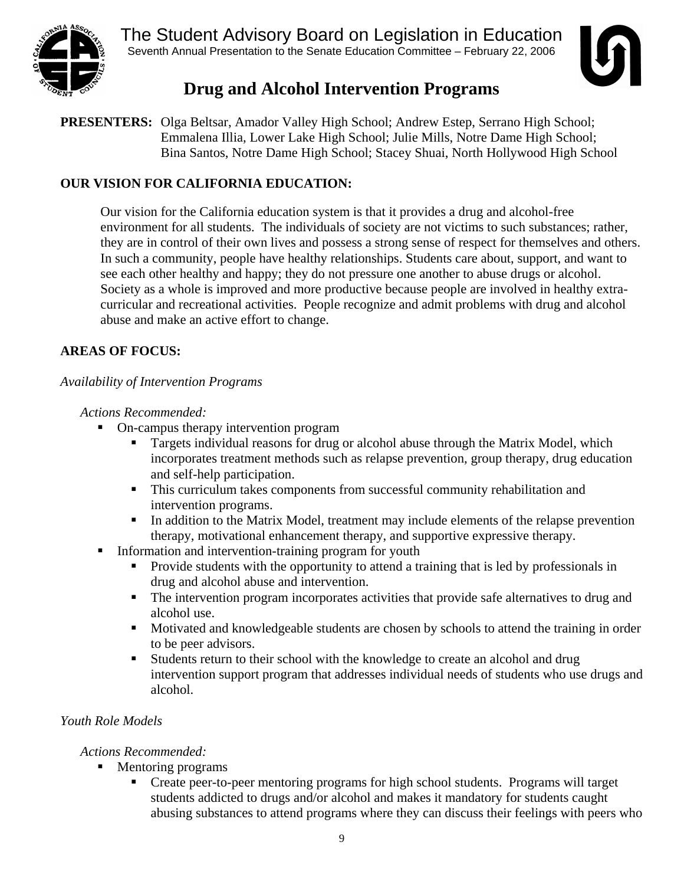# The Student Advisory Board on Legislation in Education

Seventh Annual Presentation to the Senate Education Committee – February 22, 2006

## Drug and Alcohol Intervention Programs

**PRESENTERS:** Olga Beltsar, Amador Valley High School; Andrew Estep, Serrano High School; Emmalena Illia, Lower Lake High School; Julie Mills, Notre Dame High School; Bina Santos, Notre Dame High School; Stacey Shuai, North Hollywood High School

**OUR VISION FOR CALIFORNIA EDUCATION:**

Our vision for the California education system is that it provides a drug and alcohol-free environment for all students. The individuals of society are not victims to such substances; rather, they are in control of their own lives and possess a strong sense of respect for themselves and others. In such a community, people have healthy relationships. Students care about, support, and want to see each other healthy and happy; they do not pressure one another to abuse drugs or alcohol. Society as a whole is improved and more productive because people are involved in healthy extra-curricular and recreational activities. People recognize and admit problems with drug and alcohol abuse and make an active effort to change.

**AREAS OF FOCUS:**

*Availability of Intervention Programs*

*Actions Recommended:*

- On-campus therapy intervention program
  - Targets individual reasons for drug or alcohol abuse through the Matrix Model, which incorporates treatment methods such as relapse prevention, group therapy, drug education and self-help participation.
  - This curriculum takes components from successful community rehabilitation and intervention programs.
  - In addition to the Matrix Model, treatment may include elements of the relapse prevention therapy, motivational enhancement therapy, and supportive expressive therapy.
- Information and intervention-training program for youth
  - Provide students with the opportunity to attend a training that is led by professionals in drug and alcohol abuse and intervention.
  - The intervention program incorporates activities that provide safe alternatives to drug and alcohol use.
  - Motivated and knowledgeable students are chosen by schools to attend the training in order to be peer advisors.
  - Students return to their school with the knowledge to create an alcohol and drug intervention support program that addresses individual needs of students who use drugs and alcohol.

*Youth Role Models*

*Actions Recommended:*

- Mentoring programs
  - Create peer-to-peer mentoring programs for high school students. Programs will target students addicted to drugs and/or alcohol and makes it mandatory for students caught abusing substances to attend programs where they can discuss their feelings with peers who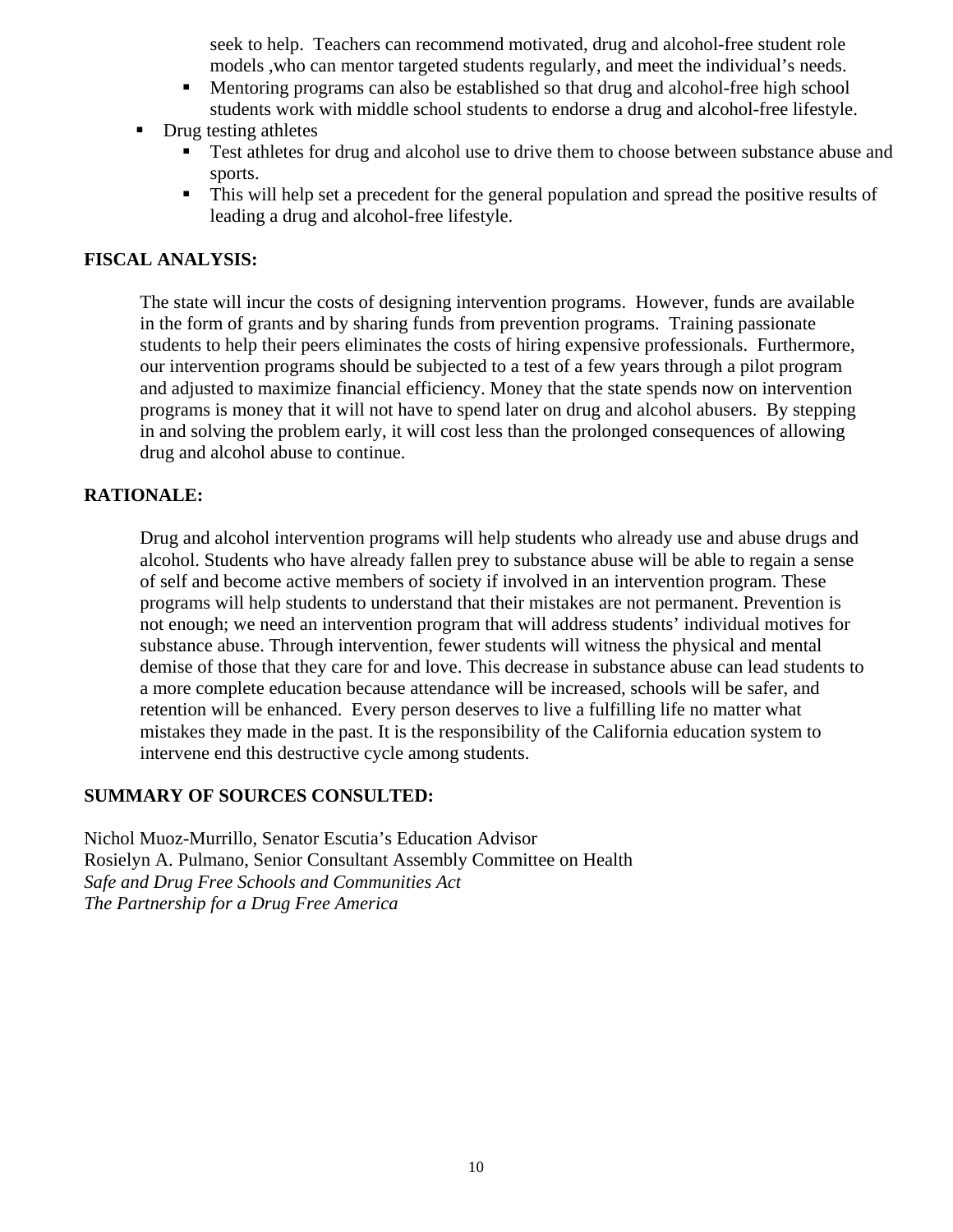seek to help. Teachers can recommend motivated, drug and alcohol-free student role models ,who can mentor targeted students regularly, and meet the individual's needs.
    - Mentoring programs can also be established so that drug and alcohol-free high school students work with middle school students to endorse a drug and alcohol-free lifestyle.
- Drug testing athletes
    - Test athletes for drug and alcohol use to drive them to choose between substance abuse and sports.
    - This will help set a precedent for the general population and spread the positive results of leading a drug and alcohol-free lifestyle.

**FISCAL ANALYSIS:**

The state will incur the costs of designing intervention programs. However, funds are available in the form of grants and by sharing funds from prevention programs. Training passionate students to help their peers eliminates the costs of hiring expensive professionals. Furthermore, our intervention programs should be subjected to a test of a few years through a pilot program and adjusted to maximize financial efficiency. Money that the state spends now on intervention programs is money that it will not have to spend later on drug and alcohol abusers. By stepping in and solving the problem early, it will cost less than the prolonged consequences of allowing drug and alcohol abuse to continue.

**RATIONALE:**

Drug and alcohol intervention programs will help students who already use and abuse drugs and alcohol. Students who have already fallen prey to substance abuse will be able to regain a sense of self and become active members of society if involved in an intervention program. These programs will help students to understand that their mistakes are not permanent. Prevention is not enough; we need an intervention program that will address students' individual motives for substance abuse. Through intervention, fewer students will witness the physical and mental demise of those that they care for and love. This decrease in substance abuse can lead students to a more complete education because attendance will be increased, schools will be safer, and retention will be enhanced. Every person deserves to live a fulfilling life no matter what mistakes they made in the past. It is the responsibility of the California education system to intervene end this destructive cycle among students.

**SUMMARY OF SOURCES CONSULTED:**

Nichol Muoz-Murrillo, Senator Escutia's Education Advisor
Rosielyn A. Pulmano, Senior Consultant Assembly Committee on Health
*Safe and Drug Free Schools and Communities Act*
*The Partnership for a Drug Free America*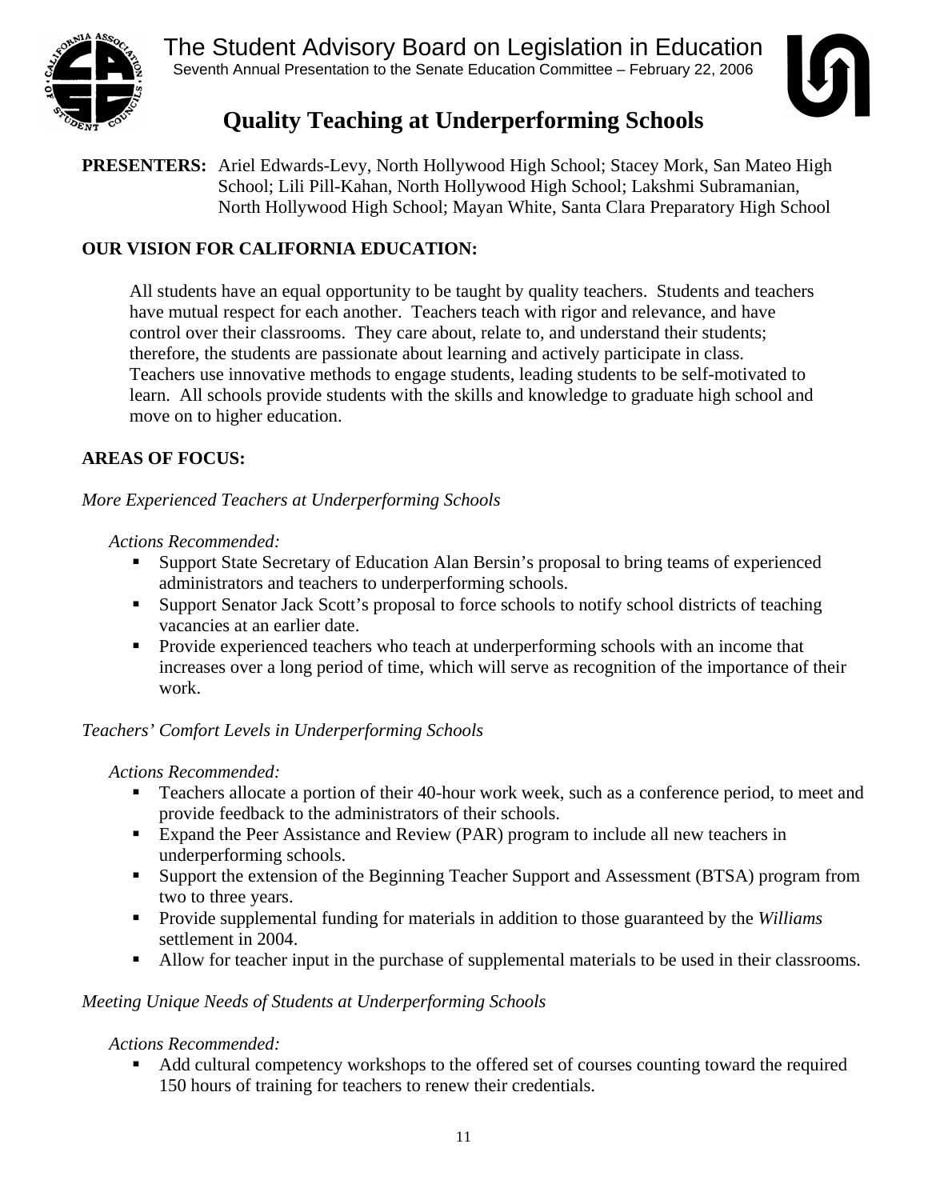The Student Advisory Board on Legislation in Education

Seventh Annual Presentation to the Senate Education Committee – February 22, 2006

# Quality Teaching at Underperforming Schools

**PRESENTERS:** Ariel Edwards-Levy, North Hollywood High School; Stacey Mork, San Mateo High School; Lili Pill-Kahan, North Hollywood High School; Lakshmi Subramanian, North Hollywood High School; Mayan White, Santa Clara Preparatory High School

**OUR VISION FOR CALIFORNIA EDUCATION:**

All students have an equal opportunity to be taught by quality teachers. Students and teachers have mutual respect for each another. Teachers teach with rigor and relevance, and have control over their classrooms. They care about, relate to, and understand their students; therefore, the students are passionate about learning and actively participate in class. Teachers use innovative methods to engage students, leading students to be self-motivated to learn. All schools provide students with the skills and knowledge to graduate high school and move on to higher education.

**AREAS OF FOCUS:**

*More Experienced Teachers at Underperforming Schools*

*Actions Recommended:*

- Support State Secretary of Education Alan Bersin's proposal to bring teams of experienced administrators and teachers to underperforming schools.
- Support Senator Jack Scott's proposal to force schools to notify school districts of teaching vacancies at an earlier date.
- Provide experienced teachers who teach at underperforming schools with an income that increases over a long period of time, which will serve as recognition of the importance of their work.

*Teachers' Comfort Levels in Underperforming Schools*

*Actions Recommended:*

- Teachers allocate a portion of their 40-hour work week, such as a conference period, to meet and provide feedback to the administrators of their schools.
- Expand the Peer Assistance and Review (PAR) program to include all new teachers in underperforming schools.
- Support the extension of the Beginning Teacher Support and Assessment (BTSA) program from two to three years.
- Provide supplemental funding for materials in addition to those guaranteed by the *Williams* settlement in 2004.
- Allow for teacher input in the purchase of supplemental materials to be used in their classrooms.

*Meeting Unique Needs of Students at Underperforming Schools*

*Actions Recommended:*

- Add cultural competency workshops to the offered set of courses counting toward the required 150 hours of training for teachers to renew their credentials.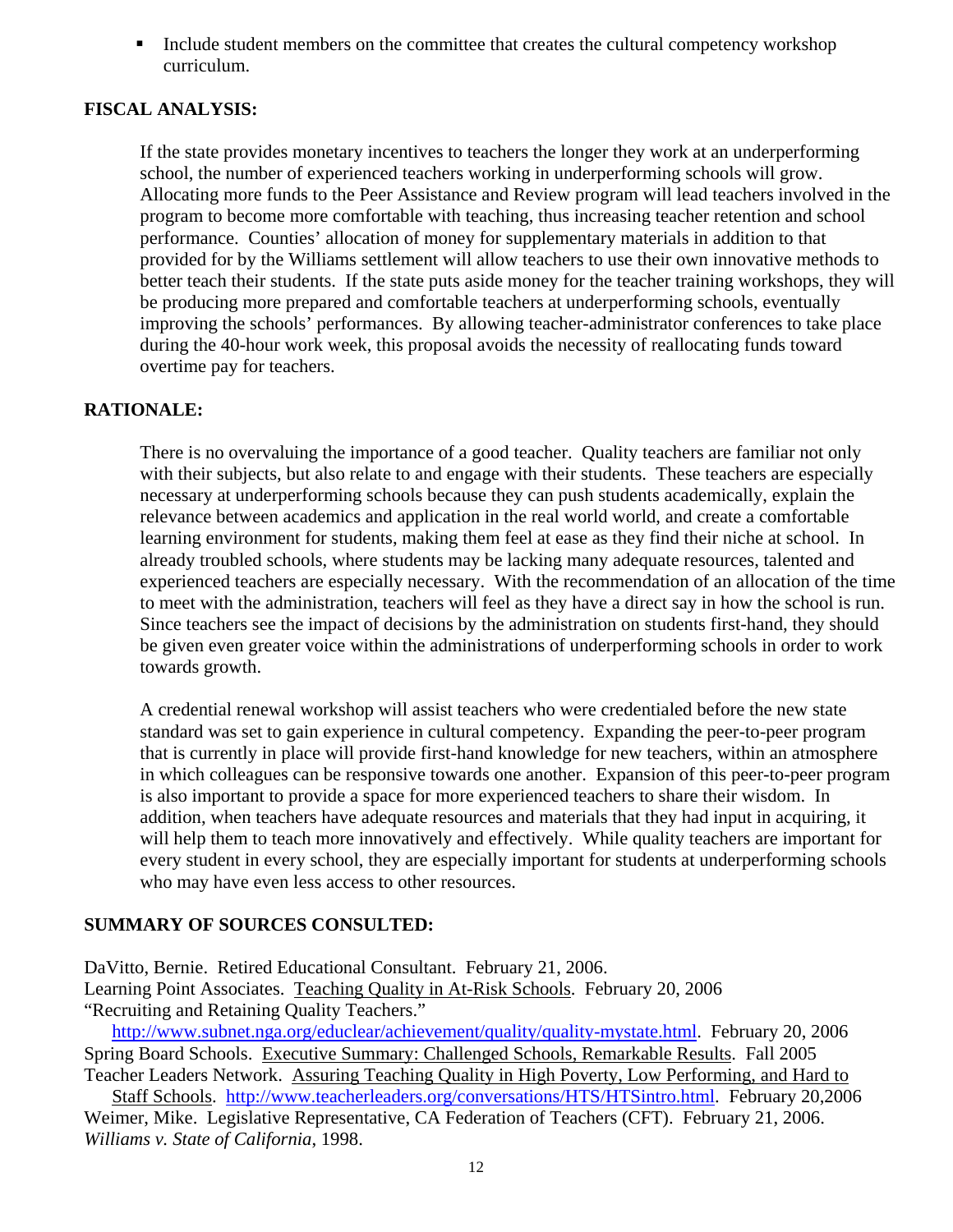- Include student members on the committee that creates the cultural competency workshop curriculum.

**FISCAL ANALYSIS:**

If the state provides monetary incentives to teachers the longer they work at an underperforming school, the number of experienced teachers working in underperforming schools will grow. Allocating more funds to the Peer Assistance and Review program will lead teachers involved in the program to become more comfortable with teaching, thus increasing teacher retention and school performance. Counties' allocation of money for supplementary materials in addition to that provided for by the Williams settlement will allow teachers to use their own innovative methods to better teach their students. If the state puts aside money for the teacher training workshops, they will be producing more prepared and comfortable teachers at underperforming schools, eventually improving the schools' performances. By allowing teacher-administrator conferences to take place during the 40-hour work week, this proposal avoids the necessity of reallocating funds toward overtime pay for teachers.

**RATIONALE:**

There is no overvaluing the importance of a good teacher. Quality teachers are familiar not only with their subjects, but also relate to and engage with their students. These teachers are especially necessary at underperforming schools because they can push students academically, explain the relevance between academics and application in the real world world, and create a comfortable learning environment for students, making them feel at ease as they find their niche at school. In already troubled schools, where students may be lacking many adequate resources, talented and experienced teachers are especially necessary. With the recommendation of an allocation of the time to meet with the administration, teachers will feel as they have a direct say in how the school is run. Since teachers see the impact of decisions by the administration on students first-hand, they should be given even greater voice within the administrations of underperforming schools in order to work towards growth.

A credential renewal workshop will assist teachers who were credentialed before the new state standard was set to gain experience in cultural competency. Expanding the peer-to-peer program that is currently in place will provide first-hand knowledge for new teachers, within an atmosphere in which colleagues can be responsive towards one another. Expansion of this peer-to-peer program is also important to provide a space for more experienced teachers to share their wisdom. In addition, when teachers have adequate resources and materials that they had input in acquiring, it will help them to teach more innovatively and effectively. While quality teachers are important for every student in every school, they are especially important for students at underperforming schools who may have even less access to other resources.

**SUMMARY OF SOURCES CONSULTED:**

DaVitto, Bernie. Retired Educational Consultant. February 21, 2006.
Learning Point Associates. Teaching Quality in At-Risk Schools. February 20, 2006
"Recruiting and Retaining Quality Teachers."
http://www.subnet.nga.org/educlear/achievement/quality/quality-mystate.html. February 20, 2006
Spring Board Schools. Executive Summary: Challenged Schools, Remarkable Results. Fall 2005
Teacher Leaders Network. Assuring Teaching Quality in High Poverty, Low Performing, and Hard to Staff Schools. http://www.teacherleaders.org/conversations/HTS/HTSintro.html. February 20,2006
Weimer, Mike. Legislative Representative, CA Federation of Teachers (CFT). February 21, 2006.
*Williams v. State of California*, 1998.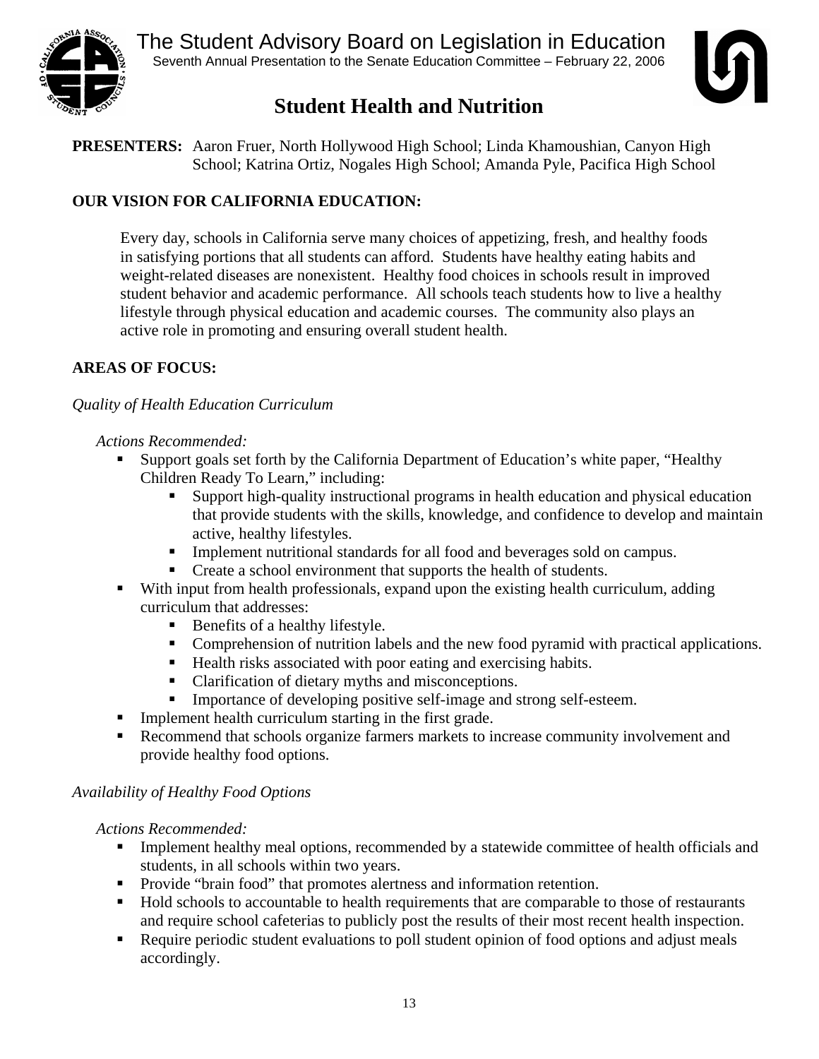# The Student Advisory Board on Legislation in Education

Seventh Annual Presentation to the Senate Education Committee – February 22, 2006

## Student Health and Nutrition

**PRESENTERS:** Aaron Fruer, North Hollywood High School; Linda Khamoushian, Canyon High School; Katrina Ortiz, Nogales High School; Amanda Pyle, Pacifica High School

**OUR VISION FOR CALIFORNIA EDUCATION:**

Every day, schools in California serve many choices of appetizing, fresh, and healthy foods in satisfying portions that all students can afford. Students have healthy eating habits and weight-related diseases are nonexistent. Healthy food choices in schools result in improved student behavior and academic performance. All schools teach students how to live a healthy lifestyle through physical education and academic courses. The community also plays an active role in promoting and ensuring overall student health.

**AREAS OF FOCUS:**

*Quality of Health Education Curriculum*

*Actions Recommended:*

- Support goals set forth by the California Department of Education's white paper, "Healthy Children Ready To Learn," including:
  - Support high-quality instructional programs in health education and physical education that provide students with the skills, knowledge, and confidence to develop and maintain active, healthy lifestyles.
  - Implement nutritional standards for all food and beverages sold on campus.
  - Create a school environment that supports the health of students.
- With input from health professionals, expand upon the existing health curriculum, adding curriculum that addresses:
  - Benefits of a healthy lifestyle.
  - Comprehension of nutrition labels and the new food pyramid with practical applications.
  - Health risks associated with poor eating and exercising habits.
  - Clarification of dietary myths and misconceptions.
  - Importance of developing positive self-image and strong self-esteem.
- Implement health curriculum starting in the first grade.
- Recommend that schools organize farmers markets to increase community involvement and provide healthy food options.

*Availability of Healthy Food Options*

*Actions Recommended:*

- Implement healthy meal options, recommended by a statewide committee of health officials and students, in all schools within two years.
- Provide "brain food" that promotes alertness and information retention.
- Hold schools to accountable to health requirements that are comparable to those of restaurants and require school cafeterias to publicly post the results of their most recent health inspection.
- Require periodic student evaluations to poll student opinion of food options and adjust meals accordingly.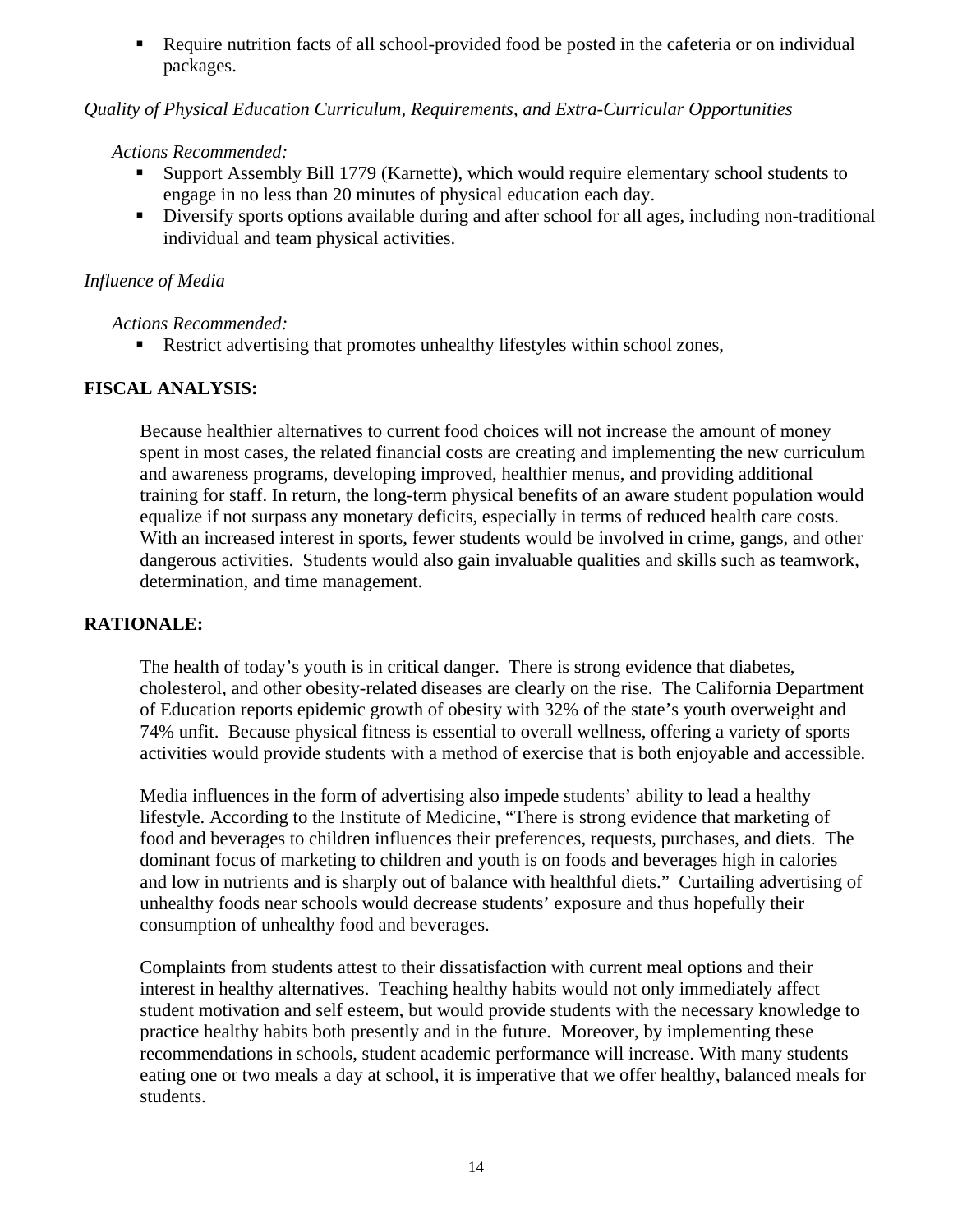- Require nutrition facts of all school-provided food be posted in the cafeteria or on individual packages.

*Quality of Physical Education Curriculum, Requirements, and Extra-Curricular Opportunities*

*Actions Recommended:*

- Support Assembly Bill 1779 (Karnette), which would require elementary school students to engage in no less than 20 minutes of physical education each day.
- Diversify sports options available during and after school for all ages, including non-traditional individual and team physical activities.

*Influence of Media*

*Actions Recommended:*

- Restrict advertising that promotes unhealthy lifestyles within school zones,

## FISCAL ANALYSIS:

Because healthier alternatives to current food choices will not increase the amount of money spent in most cases, the related financial costs are creating and implementing the new curriculum and awareness programs, developing improved, healthier menus, and providing additional training for staff. In return, the long-term physical benefits of an aware student population would equalize if not surpass any monetary deficits, especially in terms of reduced health care costs. With an increased interest in sports, fewer students would be involved in crime, gangs, and other dangerous activities. Students would also gain invaluable qualities and skills such as teamwork, determination, and time management.

## RATIONALE:

The health of today's youth is in critical danger. There is strong evidence that diabetes, cholesterol, and other obesity-related diseases are clearly on the rise. The California Department of Education reports epidemic growth of obesity with 32% of the state's youth overweight and 74% unfit. Because physical fitness is essential to overall wellness, offering a variety of sports activities would provide students with a method of exercise that is both enjoyable and accessible.

Media influences in the form of advertising also impede students' ability to lead a healthy lifestyle. According to the Institute of Medicine, "There is strong evidence that marketing of food and beverages to children influences their preferences, requests, purchases, and diets. The dominant focus of marketing to children and youth is on foods and beverages high in calories and low in nutrients and is sharply out of balance with healthful diets." Curtailing advertising of unhealthy foods near schools would decrease students' exposure and thus hopefully their consumption of unhealthy food and beverages.

Complaints from students attest to their dissatisfaction with current meal options and their interest in healthy alternatives. Teaching healthy habits would not only immediately affect student motivation and self esteem, but would provide students with the necessary knowledge to practice healthy habits both presently and in the future. Moreover, by implementing these recommendations in schools, student academic performance will increase. With many students eating one or two meals a day at school, it is imperative that we offer healthy, balanced meals for students.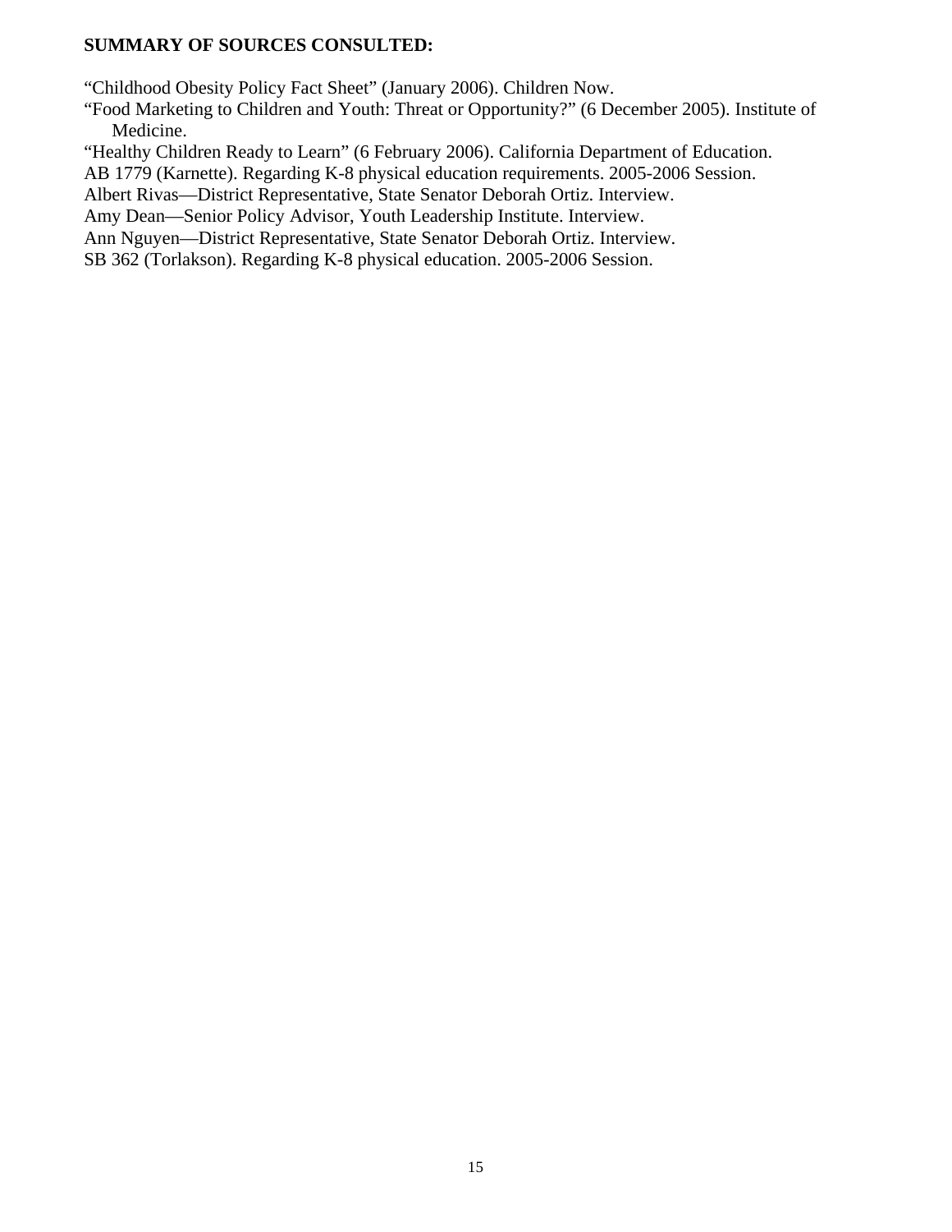**SUMMARY OF SOURCES CONSULTED:**

"Childhood Obesity Policy Fact Sheet" (January 2006). Children Now.

"Food Marketing to Children and Youth: Threat or Opportunity?" (6 December 2005). Institute of Medicine.

"Healthy Children Ready to Learn" (6 February 2006). California Department of Education.

AB 1779 (Karnette). Regarding K-8 physical education requirements. 2005-2006 Session.

Albert Rivas—District Representative, State Senator Deborah Ortiz. Interview.

Amy Dean—Senior Policy Advisor, Youth Leadership Institute. Interview.

Ann Nguyen—District Representative, State Senator Deborah Ortiz. Interview.

SB 362 (Torlakson). Regarding K-8 physical education. 2005-2006 Session.